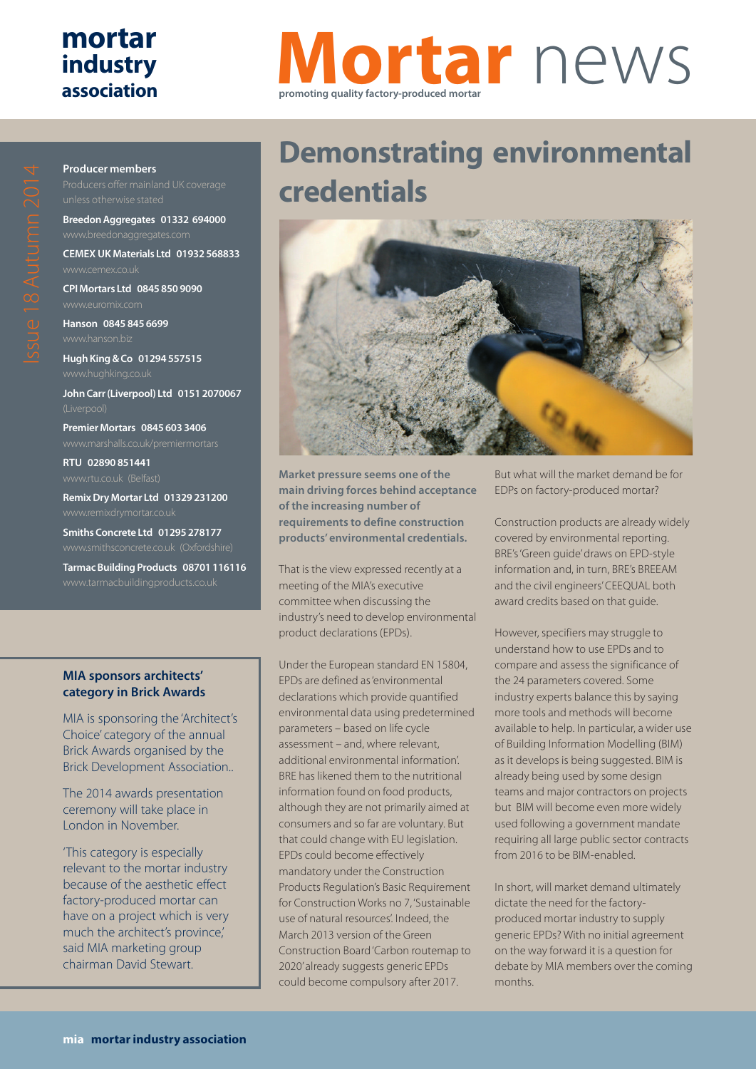# mortar industry association

# Mortar news

promoting quality factory-produced mortar

Issue 18 Autumn 2014

**Producer members**

Producers offer mainland UK coverage unless otherwise stated

**Breedon Aggregates 01332 694000**
www.breedonaggregates.com

**CEMEX UK Materials Ltd 01932 568833**
www.cemex.co.uk

**CPI Mortars Ltd 0845 850 9090**
www.euromix.com

**Hanson 0845 845 6699**
www.hanson.biz

**Hugh King & Co 01294 557515**
www.hughking.co.uk

**John Carr (Liverpool) Ltd 0151 2070067**
(Liverpool)

**Premier Mortars 0845 603 3406**
www.marshalls.co.uk/premiermortars

**RTU 02890 851441**
www.rtu.co.uk (Belfast)

**Remix Dry Mortar Ltd 01329 231200**
www.remixdrymortar.co.uk

**Smiths Concrete Ltd 01295 278177**
www.smithsconcrete.co.uk (Oxfordshire)

**Tarmac Building Products 08701 116116**
www.tarmacbuildingproducts.co.uk

## MIA sponsors architects' category in Brick Awards

MIA is sponsoring the 'Architect's Choice' category of the annual Brick Awards organised by the Brick Development Association..

The 2014 awards presentation ceremony will take place in London in November.

'This category is especially relevant to the mortar industry because of the aesthetic effect factory-produced mortar can have on a project which is very much the architect's province,' said MIA marketing group chairman David Stewart.

# Demonstrating environmental credentials

**Market pressure seems one of the main driving forces behind acceptance of the increasing number of requirements to define construction products' environmental credentials.**

That is the view expressed recently at a meeting of the MIA's executive committee when discussing the industry's need to develop environmental product declarations (EPDs).

Under the European standard EN 15804, EPDs are defined as 'environmental declarations which provide quantified environmental data using predetermined parameters – based on life cycle assessment – and, where relevant, additional environmental information'. BRE has likened them to the nutritional information found on food products, although they are not primarily aimed at consumers and so far are voluntary. But that could change with EU legislation. EPDs could become effectively mandatory under the Construction Products Regulation's Basic Requirement for Construction Works no 7, 'Sustainable use of natural resources'. Indeed, the March 2013 version of the Green Construction Board 'Carbon routemap to 2020' already suggests generic EPDs could become compulsory after 2017.

But what will the market demand be for EDPs on factory-produced mortar?

Construction products are already widely covered by environmental reporting. BRE's 'Green guide' draws on EPD-style information and, in turn, BRE's BREEAM and the civil engineers' CEEQUAL both award credits based on that guide.

However, specifiers may struggle to understand how to use EPDs and to compare and assess the significance of the 24 parameters covered. Some industry experts balance this by saying more tools and methods will become available to help. In particular, a wider use of Building Information Modelling (BIM) as it develops is being suggested. BIM is already being used by some design teams and major contractors on projects but BIM will become even more widely used following a government mandate requiring all large public sector contracts from 2016 to be BIM-enabled.

In short, will market demand ultimately dictate the need for the factory-produced mortar industry to supply generic EPDs? With no initial agreement on the way forward it is a question for debate by MIA members over the coming months.

**mia mortar industry association**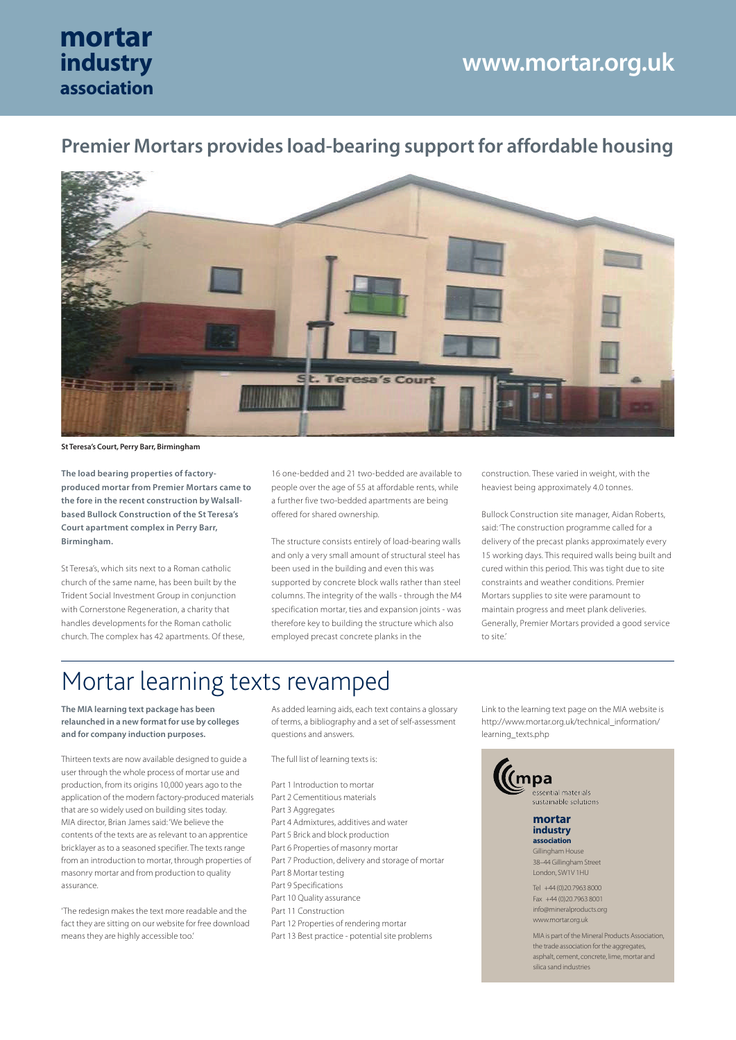# Premier Mortars provides load-bearing support for affordable housing

St Teresa's Court, Perry Barr, Birmingham

**The load bearing properties of factory-produced mortar from Premier Mortars came to the fore in the recent construction by Walsall-based Bullock Construction of the St Teresa's Court apartment complex in Perry Barr, Birmingham.**

St Teresa's, which sits next to a Roman catholic church of the same name, has been built by the Trident Social Investment Group in conjunction with Cornerstone Regeneration, a charity that handles developments for the Roman catholic church. The complex has 42 apartments. Of these, 16 one-bedded and 21 two-bedded are available to people over the age of 55 at affordable rents, while a further five two-bedded apartments are being offered for shared ownership.

The structure consists entirely of load-bearing walls and only a very small amount of structural steel has been used in the building and even this was supported by concrete block walls rather than steel columns. The integrity of the walls - through the M4 specification mortar, ties and expansion joints - was therefore key to building the structure which also employed precast concrete planks in the construction. These varied in weight, with the heaviest being approximately 4.0 tonnes.

Bullock Construction site manager, Aidan Roberts, said: 'The construction programme called for a delivery of the precast planks approximately every 15 working days. This required walls being built and cured within this period. This was tight due to site constraints and weather conditions. Premier Mortars supplies to site were paramount to maintain progress and meet plank deliveries. Generally, Premier Mortars provided a good service to site.'

# Mortar learning texts revamped

**The MIA learning text package has been relaunched in a new format for use by colleges and for company induction purposes.**

Thirteen texts are now available designed to guide a user through the whole process of mortar use and production, from its origins 10,000 years ago to the application of the modern factory-produced materials that are so widely used on building sites today. MIA director, Brian James said: 'We believe the contents of the texts are as relevant to an apprentice bricklayer as to a seasoned specifier. The texts range from an introduction to mortar, through properties of masonry mortar and from production to quality assurance.

'The redesign makes the text more readable and the fact they are sitting on our website for free download means they are highly accessible too.'

As added learning aids, each text contains a glossary of terms, a bibliography and a set of self-assessment questions and answers.

The full list of learning texts is:

Part 1 Introduction to mortar
Part 2 Cementitious materials
Part 3 Aggregates
Part 4 Admixtures, additives and water
Part 5 Brick and block production
Part 6 Properties of masonry mortar
Part 7 Production, delivery and storage of mortar
Part 8 Mortar testing
Part 9 Specifications
Part 10 Quality assurance
Part 11 Construction
Part 12 Properties of rendering mortar
Part 13 Best practice - potential site problems

Link to the learning text page on the MIA website is http://www.mortar.org.uk/technical_information/learning_texts.php

mpa
essential materials
sustainable solutions

**mortar industry association**
Gillingham House
38–44 Gillingham Street
London, SW1V 1HU

Tel +44 (0)20 7963 8000
Fax +44 (0)20 7963 8001
info@mineralproducts.org
www.mortar.org.uk

MIA is part of the Mineral Products Association, the trade association for the aggregates, asphalt, cement, concrete, lime, mortar and silica sand industries